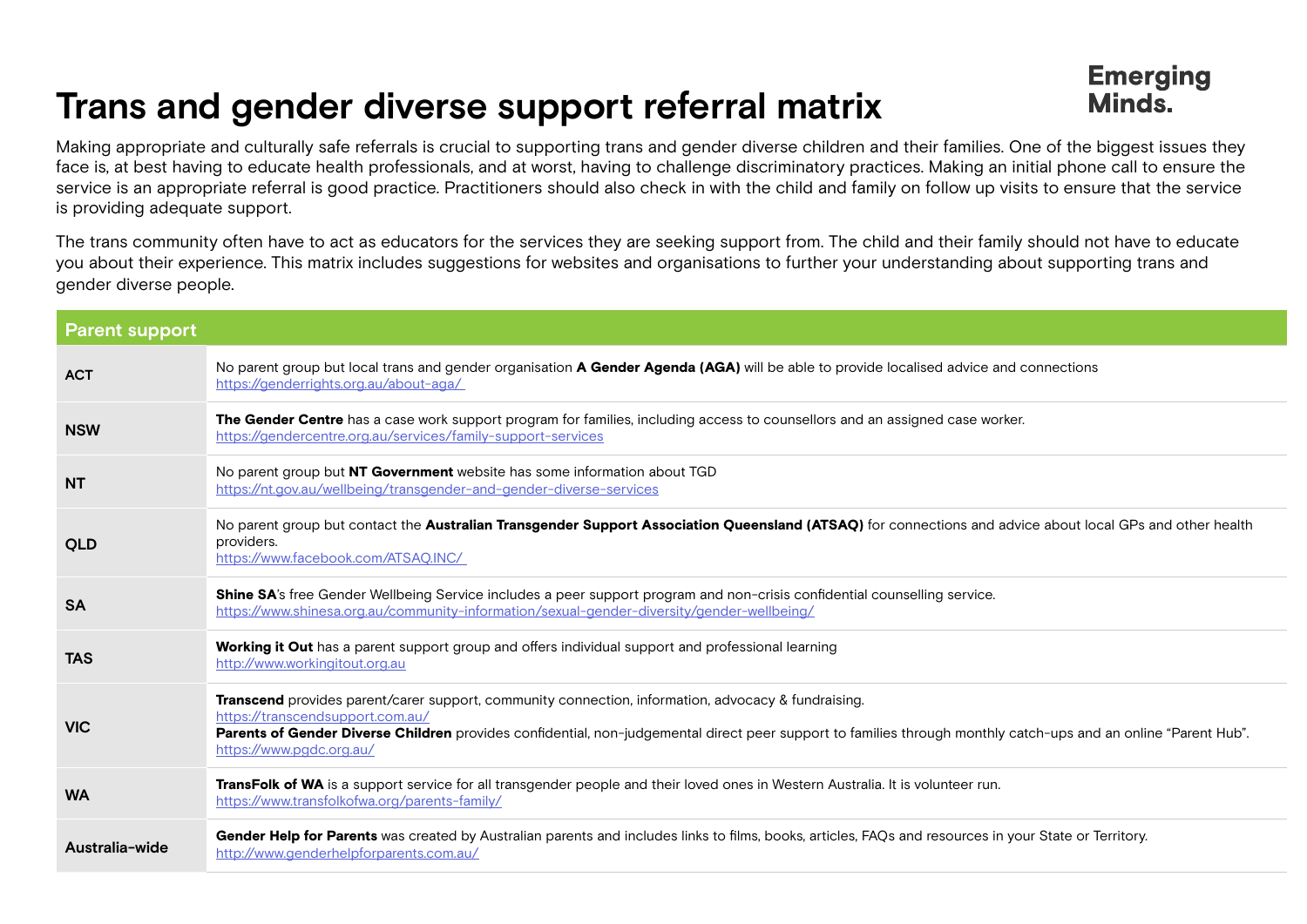Emerging Minds.

# Trans and gender diverse support referral matrix

Making appropriate and culturally safe referrals is crucial to supporting trans and gender diverse children and their families. One of the biggest issues they face is, at best having to educate health professionals, and at worst, having to challenge discriminatory practices. Making an initial phone call to ensure the service is an appropriate referral is good practice. Practitioners should also check in with the child and family on follow up visits to ensure that the service is providing adequate support.

The trans community often have to act as educators for the services they are seeking support from. The child and their family should not have to educate you about their experience. This matrix includes suggestions for websites and organisations to further your understanding about supporting trans and gender diverse people.

| Parent support | |
|---|---|
| **ACT** | No parent group but local trans and gender organisation **A Gender Agenda (AGA)** will be able to provide localised advice and connections https://genderrights.org.au/about-aga/ |
| **NSW** | **The Gender Centre** has a case work support program for families, including access to counsellors and an assigned case worker. https://gendercentre.org.au/services/family-support-services |
| **NT** | No parent group but **NT Government** website has some information about TGD https://nt.gov.au/wellbeing/transgender-and-gender-diverse-services |
| **QLD** | No parent group but contact the **Australian Transgender Support Association Queensland (ATSAQ)** for connections and advice about local GPs and other health providers. https://www.facebook.com/ATSAQ.INC/ |
| **SA** | **Shine SA**'s free Gender Wellbeing Service includes a peer support program and non-crisis confidential counselling service. https://www.shinesa.org.au/community-information/sexual-gender-diversity/gender-wellbeing/ |
| **TAS** | **Working it Out** has a parent support group and offers individual support and professional learning http://www.workingitout.org.au |
| **VIC** | **Transcend** provides parent/carer support, community connection, information, advocacy & fundraising. https://transcendsupport.com.au/ **Parents of Gender Diverse Children** provides confidential, non-judgemental direct peer support to families through monthly catch-ups and an online "Parent Hub". https://www.pgdc.org.au/ |
| **WA** | **TransFolk of WA** is a support service for all transgender people and their loved ones in Western Australia. It is volunteer run. https://www.transfolkofwa.org/parents-family/ |
| **Australia-wide** | **Gender Help for Parents** was created by Australian parents and includes links to films, books, articles, FAQs and resources in your State or Territory. http://www.genderhelpforparents.com.au/ |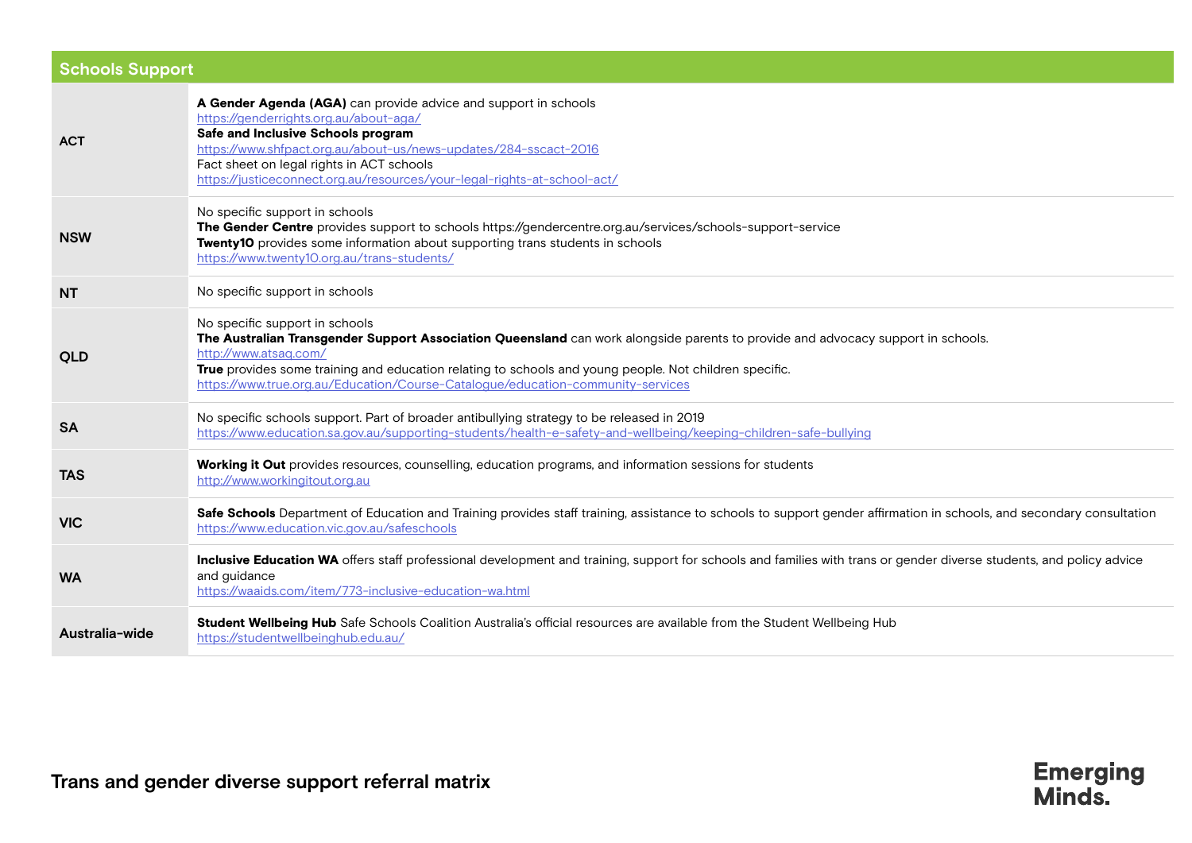| Schools Support | |
|---|---|
| **ACT** | **A Gender Agenda (AGA)** can provide advice and support in schools<br>https://genderrights.org.au/about-aga/<br>**Safe and Inclusive Schools program**<br>https://www.shfpact.org.au/about-us/news-updates/284-sscact-2016<br>Fact sheet on legal rights in ACT schools<br>https://justiceconnect.org.au/resources/your-legal-rights-at-school-act/ |
| **NSW** | No specific support in schools<br>**The Gender Centre** provides support to schools https://gendercentre.org.au/services/schools-support-service<br>**Twenty10** provides some information about supporting trans students in schools<br>https://www.twenty10.org.au/trans-students/ |
| **NT** | No specific support in schools |
| **QLD** | No specific support in schools<br>**The Australian Transgender Support Association Queensland** can work alongside parents to provide and advocacy support in schools.<br>http://www.atsaq.com/<br>**True** provides some training and education relating to schools and young people. Not children specific.<br>https://www.true.org.au/Education/Course-Catalogue/education-community-services |
| **SA** | No specific schools support. Part of broader antibullying strategy to be released in 2019<br>https://www.education.sa.gov.au/supporting-students/health-e-safety-and-wellbeing/keeping-children-safe-bullying |
| **TAS** | **Working it Out** provides resources, counselling, education programs, and information sessions for students<br>http://www.workingitout.org.au |
| **VIC** | **Safe Schools** Department of Education and Training provides staff training, assistance to schools to support gender affirmation in schools, and secondary consultation<br>https://www.education.vic.gov.au/safeschools |
| **WA** | **Inclusive Education WA** offers staff professional development and training, support for schools and families with trans or gender diverse students, and policy advice and guidance<br>https://waaids.com/item/773-inclusive-education-wa.html |
| **Australia-wide** | **Student Wellbeing Hub** Safe Schools Coalition Australia's official resources are available from the Student Wellbeing Hub<br>https://studentwellbeinghub.edu.au/ |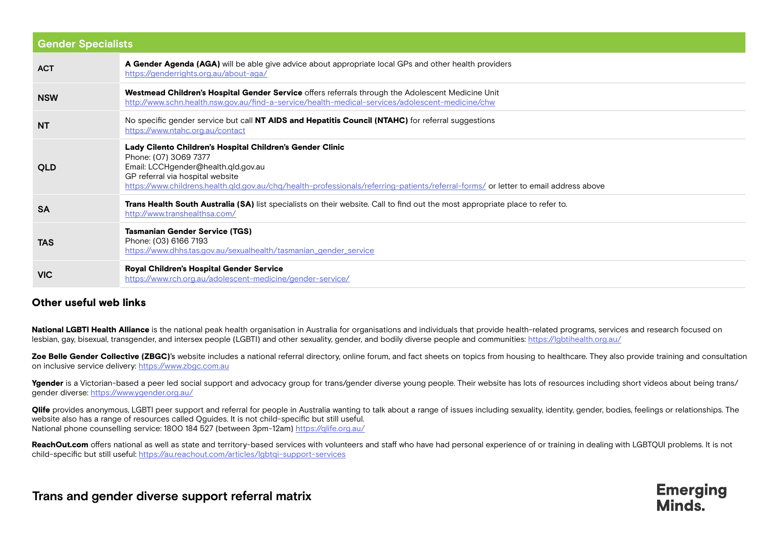| Gender Specialists | |
|---|---|
| ACT | **A Gender Agenda (AGA)** will be able give advice about appropriate local GPs and other health providers https://genderrights.org.au/about-aga/ |
| NSW | **Westmead Children's Hospital Gender Service** offers referrals through the Adolescent Medicine Unit http://www.schn.health.nsw.gov.au/find-a-service/health-medical-services/adolescent-medicine/chw |
| NT | No specific gender service but call **NT AIDS and Hepatitis Council (NTAHC)** for referral suggestions https://www.ntahc.org.au/contact |
| QLD | **Lady Cilento Children's Hospital Children's Gender Clinic**<br>Phone: (07) 3069 7377<br>Email: LCCHgender@health.qld.gov.au<br>GP referral via hospital website<br>https://www.childrens.health.qld.gov.au/chq/health-professionals/referring-patients/referral-forms/ or letter to email address above |
| SA | **Trans Health South Australia (SA)** list specialists on their website. Call to find out the most appropriate place to refer to. http://www.transhealthsa.com/ |
| TAS | **Tasmanian Gender Service (TGS)**<br>Phone: (03) 6166 7193<br>https://www.dhhs.tas.gov.au/sexualhealth/tasmanian_gender_service |
| VIC | **Royal Children's Hospital Gender Service**<br>https://www.rch.org.au/adolescent-medicine/gender-service/ |

## Other useful web links

**National LGBTI Health Alliance** is the national peak health organisation in Australia for organisations and individuals that provide health-related programs, services and research focused on lesbian, gay, bisexual, transgender, and intersex people (LGBTI) and other sexuality, gender, and bodily diverse people and communities: https://lgbtihealth.org.au/

**Zoe Belle Gender Collective (ZBGC)**'s website includes a national referral directory, online forum, and fact sheets on topics from housing to healthcare. They also provide training and consultation on inclusive service delivery: https://www.zbgc.com.au

**Ygender** is a Victorian-based a peer led social support and advocacy group for trans/gender diverse young people. Their website has lots of resources including short videos about being trans/gender diverse: https://www.ygender.org.au/

**Qlife** provides anonymous, LGBTI peer support and referral for people in Australia wanting to talk about a range of issues including sexuality, identity, gender, bodies, feelings or relationships. The website also has a range of resources called Qguides. It is not child-specific but still useful.
National phone counselling service: 1800 184 527 (between 3pm-12am) https://qlife.org.au/

**ReachOut.com** offers national as well as state and territory-based services with volunteers and staff who have had personal experience of or training in dealing with LGBTQUI problems. It is not child-specific but still useful: https://au.reachout.com/articles/lgbtqi-support-services